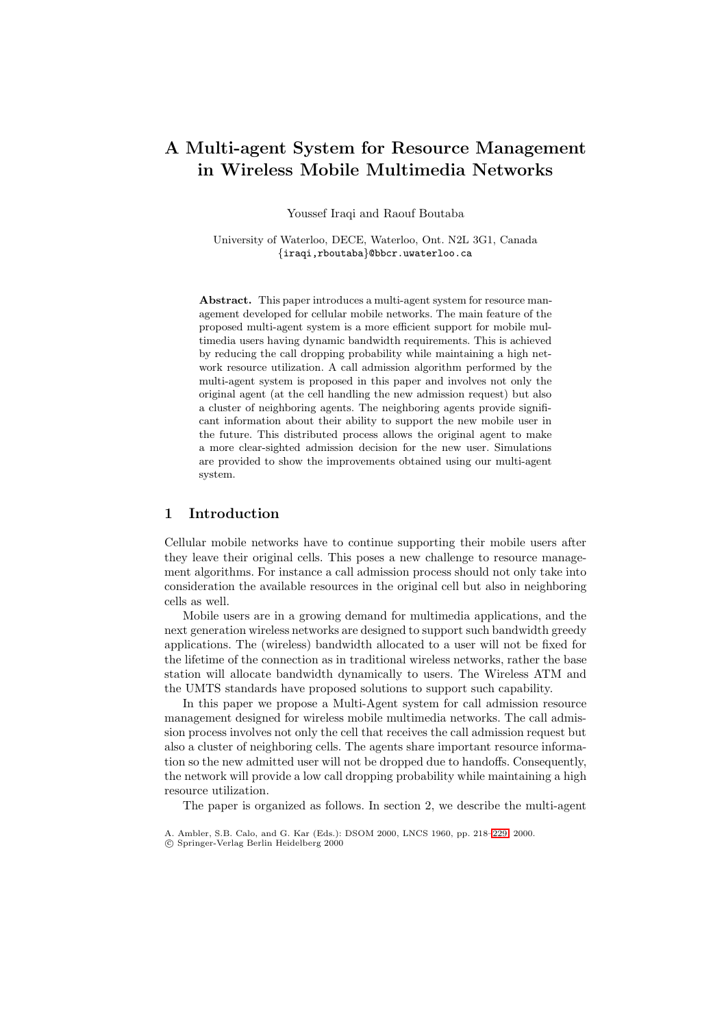# A Multi-agent System for Resource Management in Wireless Mobile Multimedia Networks

Youssef Iraqi and Raouf Boutaba

University of Waterloo, DECE, Waterloo, Ont. N2L 3G1, Canada
{iraqi,rboutaba}@bbcr.uwaterloo.ca

**Abstract.** This paper introduces a multi-agent system for resource management developed for cellular mobile networks. The main feature of the proposed multi-agent system is a more efficient support for mobile multimedia users having dynamic bandwidth requirements. This is achieved by reducing the call dropping probability while maintaining a high network resource utilization. A call admission algorithm performed by the multi-agent system is proposed in this paper and involves not only the original agent (at the cell handling the new admission request) but also a cluster of neighboring agents. The neighboring agents provide significant information about their ability to support the new mobile user in the future. This distributed process allows the original agent to make a more clear-sighted admission decision for the new user. Simulations are provided to show the improvements obtained using our multi-agent system.

## 1 Introduction

Cellular mobile networks have to continue supporting their mobile users after they leave their original cells. This poses a new challenge to resource management algorithms. For instance a call admission process should not only take into consideration the available resources in the original cell but also in neighboring cells as well.

Mobile users are in a growing demand for multimedia applications, and the next generation wireless networks are designed to support such bandwidth greedy applications. The (wireless) bandwidth allocated to a user will not be fixed for the lifetime of the connection as in traditional wireless networks, rather the base station will allocate bandwidth dynamically to users. The Wireless ATM and the UMTS standards have proposed solutions to support such capability.

In this paper we propose a Multi-Agent system for call admission resource management designed for wireless mobile multimedia networks. The call admission process involves not only the cell that receives the call admission request but also a cluster of neighboring cells. The agents share important resource information so the new admitted user will not be dropped due to handoffs. Consequently, the network will provide a low call dropping probability while maintaining a high resource utilization.

The paper is organized as follows. In section 2, we describe the multi-agent

A. Ambler, S.B. Calo, and G. Kar (Eds.): DSOM 2000, LNCS 1960, pp. 218–229, 2000.
© Springer-Verlag Berlin Heidelberg 2000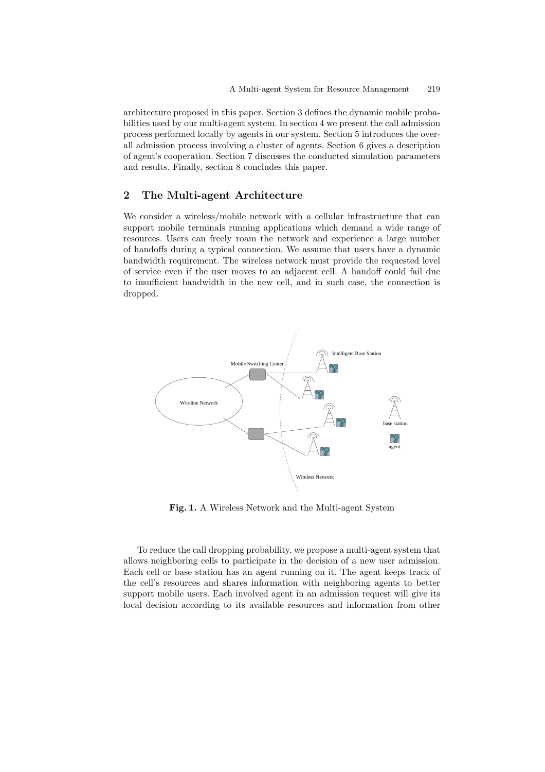architecture proposed in this paper. Section 3 defines the dynamic mobile probabilities used by our multi-agent system. In section 4 we present the call admission process performed locally by agents in our system. Section 5 introduces the overall admission process involving a cluster of agents. Section 6 gives a description of agent's cooperation. Section 7 discusses the conducted simulation parameters and results. Finally, section 8 concludes this paper.

## 2 The Multi-agent Architecture

We consider a wireless/mobile network with a cellular infrastructure that can support mobile terminals running applications which demand a wide range of resources. Users can freely roam the network and experience a large number of handoffs during a typical connection. We assume that users have a dynamic bandwidth requirement. The wireless network must provide the requested level of service even if the user moves to an adjacent cell. A handoff could fail due to insufficient bandwidth in the new cell, and in such case, the connection is dropped.

**Fig. 1.** A Wireless Network and the Multi-agent System

To reduce the call dropping probability, we propose a multi-agent system that allows neighboring cells to participate in the decision of a new user admission. Each cell or base station has an agent running on it. The agent keeps track of the cell's resources and shares information with neighboring agents to better support mobile users. Each involved agent in an admission request will give its local decision according to its available resources and information from other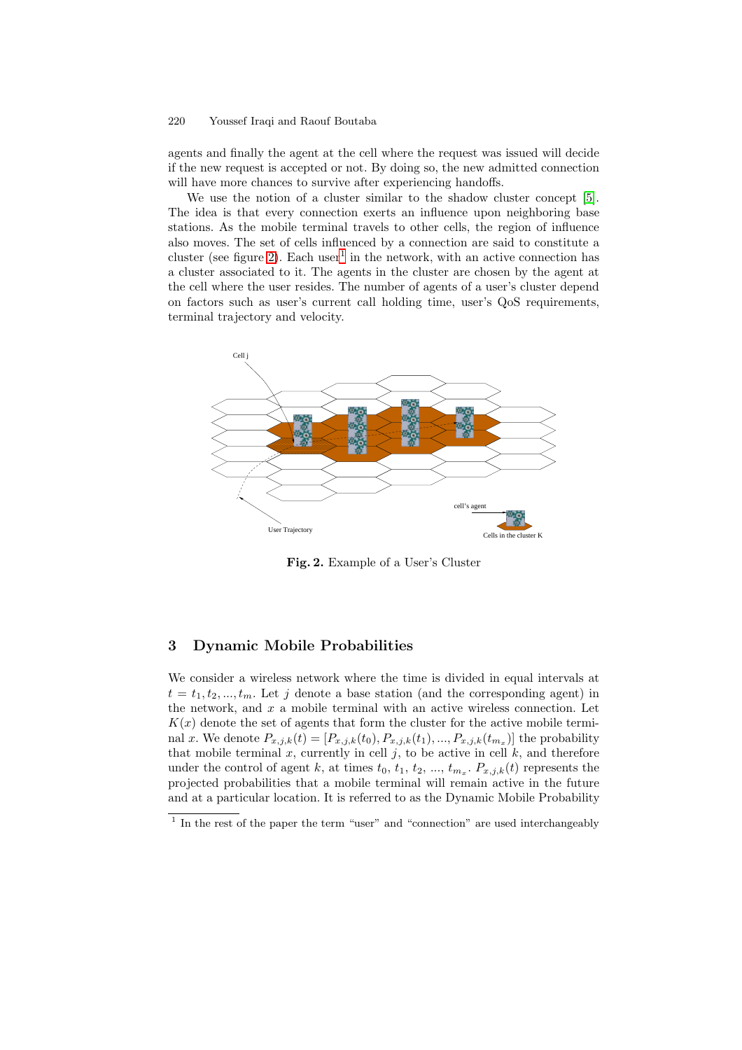agents and finally the agent at the cell where the request was issued will decide if the new request is accepted or not. By doing so, the new admitted connection will have more chances to survive after experiencing handoffs.

We use the notion of a cluster similar to the shadow cluster concept [5]. The idea is that every connection exerts an influence upon neighboring base stations. As the mobile terminal travels to other cells, the region of influence also moves. The set of cells influenced by a connection are said to constitute a cluster (see figure 2). Each user[1] in the network, with an active connection has a cluster associated to it. The agents in the cluster are chosen by the agent at the cell where the user resides. The number of agents of a user's cluster depend on factors such as user's current call holding time, user's QoS requirements, terminal trajectory and velocity.

**Fig. 2.** Example of a User's Cluster

## 3 Dynamic Mobile Probabilities

We consider a wireless network where the time is divided in equal intervals at $t = t_1, t_2, ..., t_m$. Let $j$ denote a base station (and the corresponding agent) in the network, and $x$ a mobile terminal with an active wireless connection. Let $K(x)$ denote the set of agents that form the cluster for the active mobile terminal $x$. We denote $P_{x,j,k}(t) = [P_{x,j,k}(t_0), P_{x,j,k}(t_1), ..., P_{x,j,k}(t_{m_x})]$ the probability that mobile terminal $x$, currently in cell $j$, to be active in cell $k$, and therefore under the control of agent $k$, at times $t_0$, $t_1$, $t_2$, ..., $t_{m_x}$. $P_{x,j,k}(t)$ represents the projected probabilities that a mobile terminal will remain active in the future and at a particular location. It is referred to as the Dynamic Mobile Probability

[1] In the rest of the paper the term "user" and "connection" are used interchangeably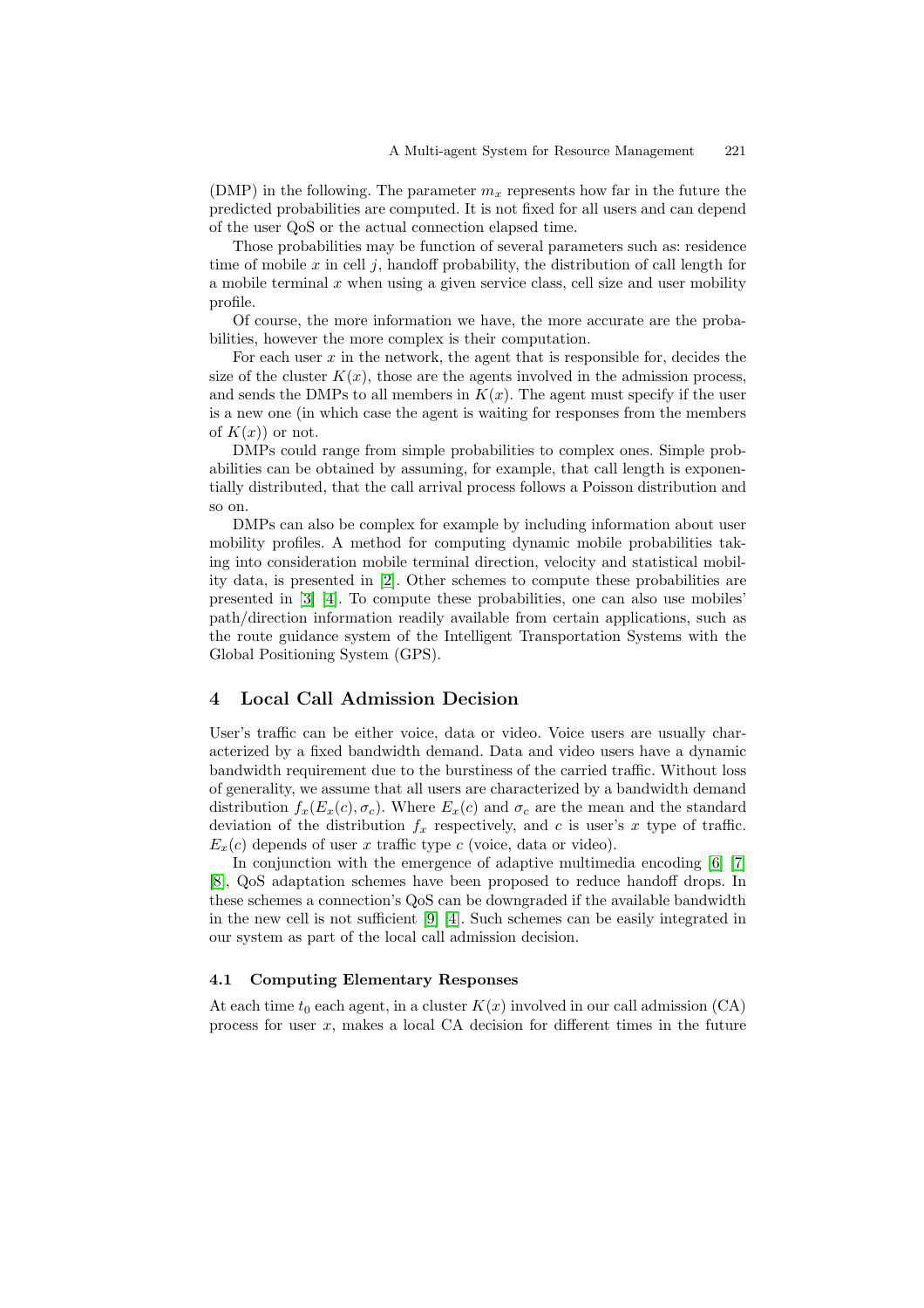(DMP) in the following. The parameter $m_x$ represents how far in the future the predicted probabilities are computed. It is not fixed for all users and can depend of the user QoS or the actual connection elapsed time.

Those probabilities may be function of several parameters such as: residence time of mobile $x$ in cell $j$, handoff probability, the distribution of call length for a mobile terminal $x$ when using a given service class, cell size and user mobility profile.

Of course, the more information we have, the more accurate are the probabilities, however the more complex is their computation.

For each user $x$ in the network, the agent that is responsible for, decides the size of the cluster $K(x)$, those are the agents involved in the admission process, and sends the DMPs to all members in $K(x)$. The agent must specify if the user is a new one (in which case the agent is waiting for responses from the members of $K(x)$) or not.

DMPs could range from simple probabilities to complex ones. Simple probabilities can be obtained by assuming, for example, that call length is exponentially distributed, that the call arrival process follows a Poisson distribution and so on.

DMPs can also be complex for example by including information about user mobility profiles. A method for computing dynamic mobile probabilities taking into consideration mobile terminal direction, velocity and statistical mobility data, is presented in [2]. Other schemes to compute these probabilities are presented in [3] [4]. To compute these probabilities, one can also use mobiles' path/direction information readily available from certain applications, such as the route guidance system of the Intelligent Transportation Systems with the Global Positioning System (GPS).

## 4 Local Call Admission Decision

User's traffic can be either voice, data or video. Voice users are usually characterized by a fixed bandwidth demand. Data and video users have a dynamic bandwidth requirement due to the burstiness of the carried traffic. Without loss of generality, we assume that all users are characterized by a bandwidth demand distribution $f_x(E_x(c), \sigma_c)$. Where $E_x(c)$ and $\sigma_c$ are the mean and the standard deviation of the distribution $f_x$ respectively, and $c$ is user's $x$ type of traffic. $E_x(c)$ depends of user $x$ traffic type $c$ (voice, data or video).

In conjunction with the emergence of adaptive multimedia encoding [6] [7] [8], QoS adaptation schemes have been proposed to reduce handoff drops. In these schemes a connection's QoS can be downgraded if the available bandwidth in the new cell is not sufficient [9] [4]. Such schemes can be easily integrated in our system as part of the local call admission decision.

### 4.1 Computing Elementary Responses

At each time $t_0$ each agent, in a cluster $K(x)$ involved in our call admission (CA) process for user $x$, makes a local CA decision for different times in the future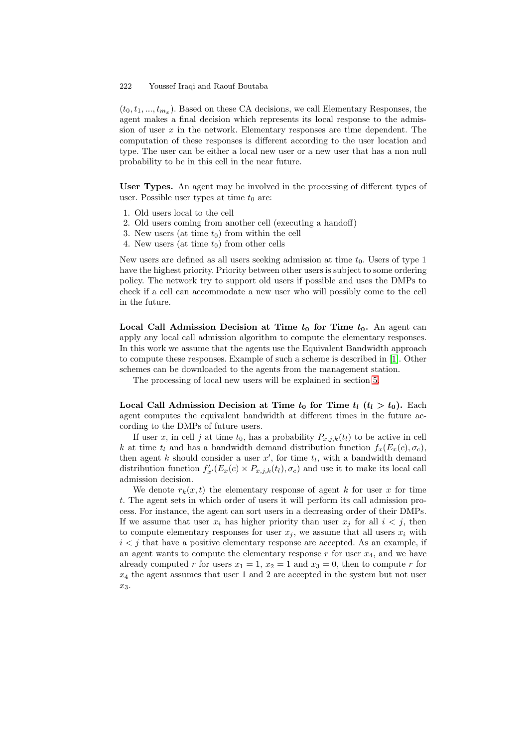$(t_0, t_1, ..., t_{m_x})$. Based on these CA decisions, we call Elementary Responses, the agent makes a final decision which represents its local response to the admission of user $x$ in the network. Elementary responses are time dependent. The computation of these responses is different according to the user location and type. The user can be either a local new user or a new user that has a non null probability to be in this cell in the near future.

**User Types.** An agent may be involved in the processing of different types of user. Possible user types at time $t_0$ are:

1. Old users local to the cell
2. Old users coming from another cell (executing a handoff)
3. New users (at time $t_0$) from within the cell
4. New users (at time $t_0$) from other cells

New users are defined as all users seeking admission at time $t_0$. Users of type 1 have the highest priority. Priority between other users is subject to some ordering policy. The network try to support old users if possible and uses the DMPs to check if a cell can accommodate a new user who will possibly come to the cell in the future.

**Local Call Admission Decision at Time $t_0$ for Time $t_0$.** An agent can apply any local call admission algorithm to compute the elementary responses. In this work we assume that the agents use the Equivalent Bandwidth approach to compute these responses. Example of such a scheme is described in [1]. Other schemes can be downloaded to the agents from the management station.

The processing of local new users will be explained in section 5.

**Local Call Admission Decision at Time $t_0$ for Time $t_l$ ($t_l > t_0$).** Each agent computes the equivalent bandwidth at different times in the future according to the DMPs of future users.

If user $x$, in cell $j$ at time $t_0$, has a probability $P_{x,j,k}(t_l)$ to be active in cell $k$ at time $t_l$ and has a bandwidth demand distribution function $f_x(E_x(c), \sigma_c)$, then agent $k$ should consider a user $x'$, for time $t_l$, with a bandwidth demand distribution function $f'_{x'}(E_x(c) \times P_{x,j,k}(t_l), \sigma_c)$ and use it to make its local call admission decision.

We denote $r_k(x,t)$ the elementary response of agent $k$ for user $x$ for time $t$. The agent sets in which order of users it will perform its call admission process. For instance, the agent can sort users in a decreasing order of their DMPs. If we assume that user $x_i$ has higher priority than user $x_j$ for all $i < j$, then to compute elementary responses for user $x_j$, we assume that all users $x_i$ with $i < j$ that have a positive elementary response are accepted. As an example, if an agent wants to compute the elementary response $r$ for user $x_4$, and we have already computed $r$ for users $x_1 = 1$, $x_2 = 1$ and $x_3 = 0$, then to compute $r$ for $x_4$ the agent assumes that user 1 and 2 are accepted in the system but not user $x_3$.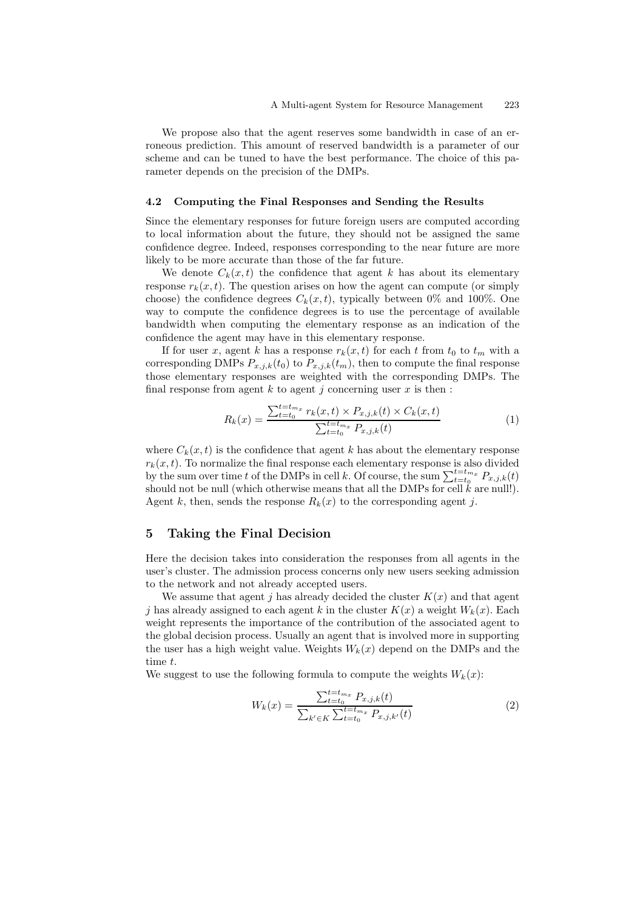We propose also that the agent reserves some bandwidth in case of an erroneous prediction. This amount of reserved bandwidth is a parameter of our scheme and can be tuned to have the best performance. The choice of this parameter depends on the precision of the DMPs.

### 4.2 Computing the Final Responses and Sending the Results

Since the elementary responses for future foreign users are computed according to local information about the future, they should not be assigned the same confidence degree. Indeed, responses corresponding to the near future are more likely to be more accurate than those of the far future.

We denote $C_k(x,t)$ the confidence that agent $k$ has about its elementary response $r_k(x,t)$. The question arises on how the agent can compute (or simply choose) the confidence degrees $C_k(x,t)$, typically between 0% and 100%. One way to compute the confidence degrees is to use the percentage of available bandwidth when computing the elementary response as an indication of the confidence the agent may have in this elementary response.

If for user $x$, agent $k$ has a response $r_k(x,t)$ for each $t$ from $t_0$ to $t_m$ with a corresponding DMPs $P_{x,j,k}(t_0)$ to $P_{x,j,k}(t_m)$, then to compute the final response those elementary responses are weighted with the corresponding DMPs. The final response from agent $k$ to agent $j$ concerning user $x$ is then :

$$R_k(x) = \frac{\sum_{t=t_0}^{t=t_{m_x}} r_k(x,t) \times P_{x,j,k}(t) \times C_k(x,t)}{\sum_{t=t_0}^{t=t_{m_x}} P_{x,j,k}(t)} \tag{1}$$

where $C_k(x,t)$ is the confidence that agent $k$ has about the elementary response $r_k(x,t)$. To normalize the final response each elementary response is also divided by the sum over time $t$ of the DMPs in cell $k$. Of course, the sum $\sum_{t=t_0}^{t=t_{m_x}} P_{x,j,k}(t)$ should not be null (which otherwise means that all the DMPs for cell $k$ are null!). Agent $k$, then, sends the response $R_k(x)$ to the corresponding agent $j$.

## 5 Taking the Final Decision

Here the decision takes into consideration the responses from all agents in the user's cluster. The admission process concerns only new users seeking admission to the network and not already accepted users.

We assume that agent $j$ has already decided the cluster $K(x)$ and that agent $j$ has already assigned to each agent $k$ in the cluster $K(x)$ a weight $W_k(x)$. Each weight represents the importance of the contribution of the associated agent to the global decision process. Usually an agent that is involved more in supporting the user has a high weight value. Weights $W_k(x)$ depend on the DMPs and the time $t$.

We suggest to use the following formula to compute the weights $W_k(x)$:

$$W_k(x) = \frac{\sum_{t=t_0}^{t=t_{m_x}} P_{x,j,k}(t)}{\sum_{k' \in K} \sum_{t=t_0}^{t=t_{m_x}} P_{x,j,k'}(t)} \tag{2}$$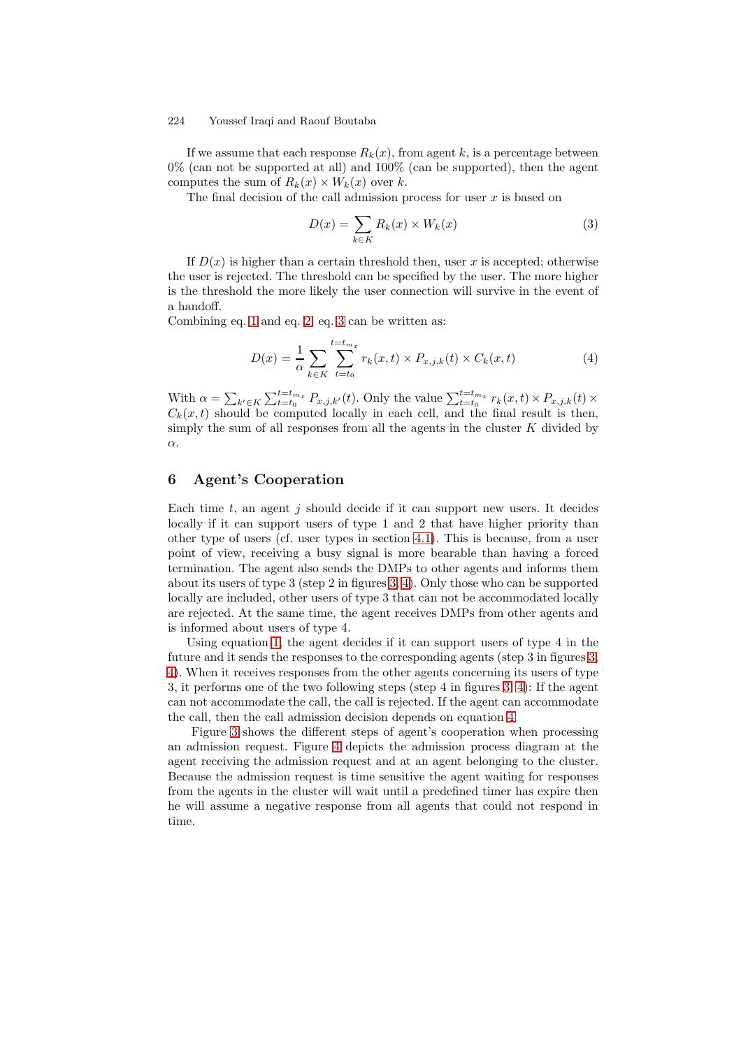If we assume that each response $R_k(x)$, from agent $k$, is a percentage between 0% (can not be supported at all) and 100% (can be supported), then the agent computes the sum of $R_k(x) \times W_k(x)$ over $k$.

The final decision of the call admission process for user $x$ is based on

$$D(x) = \sum_{k \in K} R_k(x) \times W_k(x) \tag{3}$$

If $D(x)$ is higher than a certain threshold then, user $x$ is accepted; otherwise the user is rejected. The threshold can be specified by the user. The more higher is the threshold the more likely the user connection will survive in the event of a handoff.

Combining eq. 1 and eq. 2, eq. 3 can be written as:

$$D(x) = \frac{1}{\alpha} \sum_{k \in K} \sum_{t=t_0}^{t=t_{m_x}} r_k(x,t) \times P_{x,j,k}(t) \times C_k(x,t) \tag{4}$$

With $\alpha = \sum_{k' \in K} \sum_{t=t_0}^{t=t_{m_x}} P_{x,j,k'}(t)$. Only the value $\sum_{t=t_0}^{t=t_{m_x}} r_k(x,t) \times P_{x,j,k}(t) \times C_k(x,t)$ should be computed locally in each cell, and the final result is then, simply the sum of all responses from all the agents in the cluster $K$ divided by $\alpha$.

## 6 Agent's Cooperation

Each time $t$, an agent $j$ should decide if it can support new users. It decides locally if it can support users of type 1 and 2 that have higher priority than other type of users (cf. user types in section 4.1). This is because, from a user point of view, receiving a busy signal is more bearable than having a forced termination. The agent also sends the DMPs to other agents and informs them about its users of type 3 (step 2 in figures 3, 4). Only those who can be supported locally are included, other users of type 3 that can not be accommodated locally are rejected. At the same time, the agent receives DMPs from other agents and is informed about users of type 4.

Using equation 1, the agent decides if it can support users of type 4 in the future and it sends the responses to the corresponding agents (step 3 in figures 3, 4). When it receives responses from the other agents concerning its users of type 3, it performs one of the two following steps (step 4 in figures 3, 4): If the agent can not accommodate the call, the call is rejected. If the agent can accommodate the call, then the call admission decision depends on equation 4.

Figure 3 shows the different steps of agent's cooperation when processing an admission request. Figure 4 depicts the admission process diagram at the agent receiving the admission request and at an agent belonging to the cluster. Because the admission request is time sensitive the agent waiting for responses from the agents in the cluster will wait until a predefined timer has expire then he will assume a negative response from all agents that could not respond in time.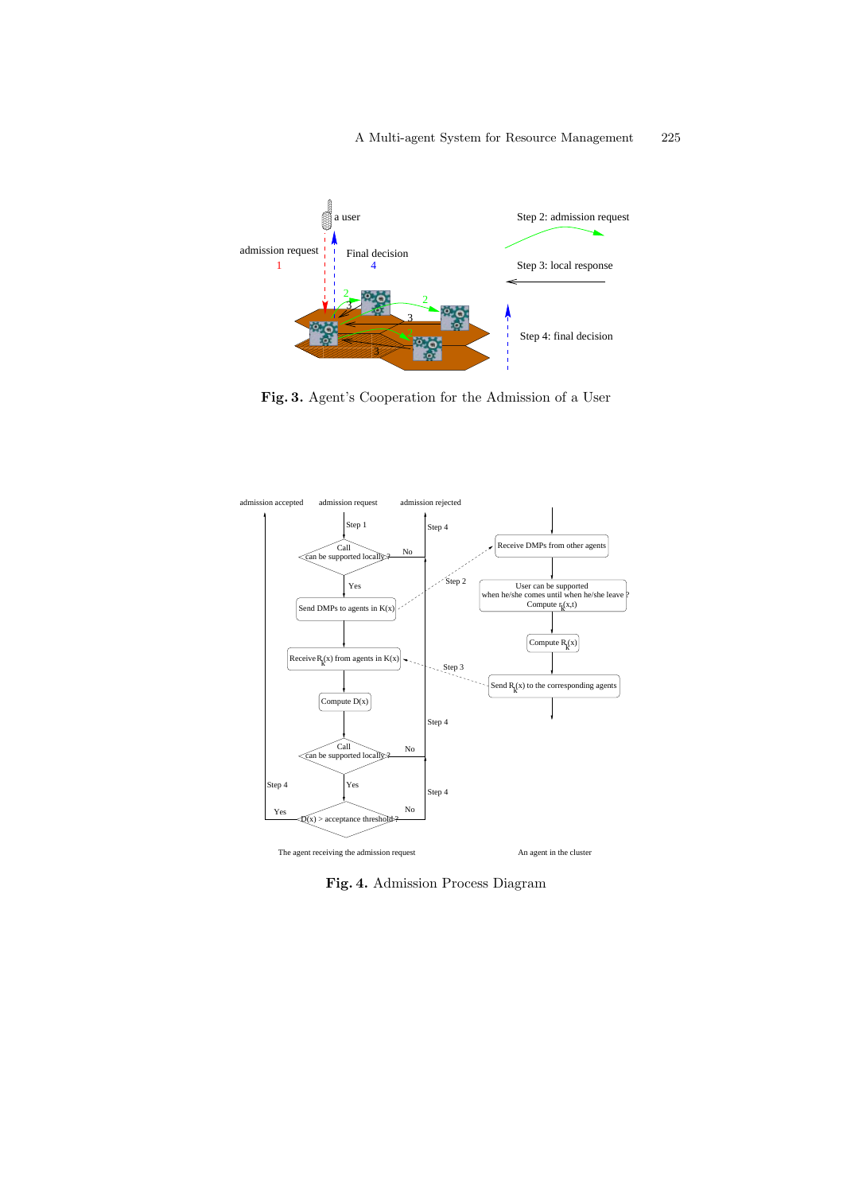**Fig. 3.** Agent's Cooperation for the Admission of a User

**Fig. 4.** Admission Process Diagram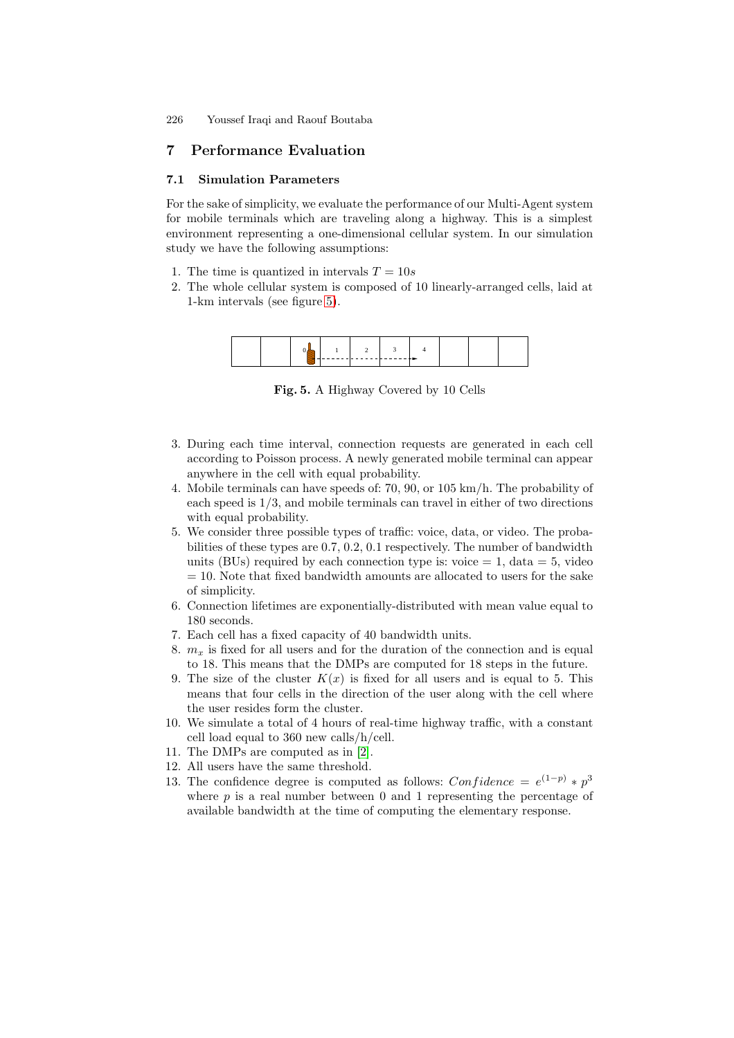## 7 Performance Evaluation

### 7.1 Simulation Parameters

For the sake of simplicity, we evaluate the performance of our Multi-Agent system for mobile terminals which are traveling along a highway. This is a simplest environment representing a one-dimensional cellular system. In our simulation study we have the following assumptions:

1. The time is quantized in intervals $T = 10s$
2. The whole cellular system is composed of 10 linearly-arranged cells, laid at 1-km intervals (see figure 5).

**Fig. 5.** A Highway Covered by 10 Cells

3. During each time interval, connection requests are generated in each cell according to Poisson process. A newly generated mobile terminal can appear anywhere in the cell with equal probability.
4. Mobile terminals can have speeds of: 70, 90, or 105 km/h. The probability of each speed is 1/3, and mobile terminals can travel in either of two directions with equal probability.
5. We consider three possible types of traffic: voice, data, or video. The probabilities of these types are 0.7, 0.2, 0.1 respectively. The number of bandwidth units (BUs) required by each connection type is: voice = 1, data = 5, video = 10. Note that fixed bandwidth amounts are allocated to users for the sake of simplicity.
6. Connection lifetimes are exponentially-distributed with mean value equal to 180 seconds.
7. Each cell has a fixed capacity of 40 bandwidth units.
8. $m_x$ is fixed for all users and for the duration of the connection and is equal to 18. This means that the DMPs are computed for 18 steps in the future.
9. The size of the cluster $K(x)$ is fixed for all users and is equal to 5. This means that four cells in the direction of the user along with the cell where the user resides form the cluster.
10. We simulate a total of 4 hours of real-time highway traffic, with a constant cell load equal to 360 new calls/h/cell.
11. The DMPs are computed as in [2].
12. All users have the same threshold.
13. The confidence degree is computed as follows: $Confidence = e^{(1-p)} * p^3$ where $p$ is a real number between 0 and 1 representing the percentage of available bandwidth at the time of computing the elementary response.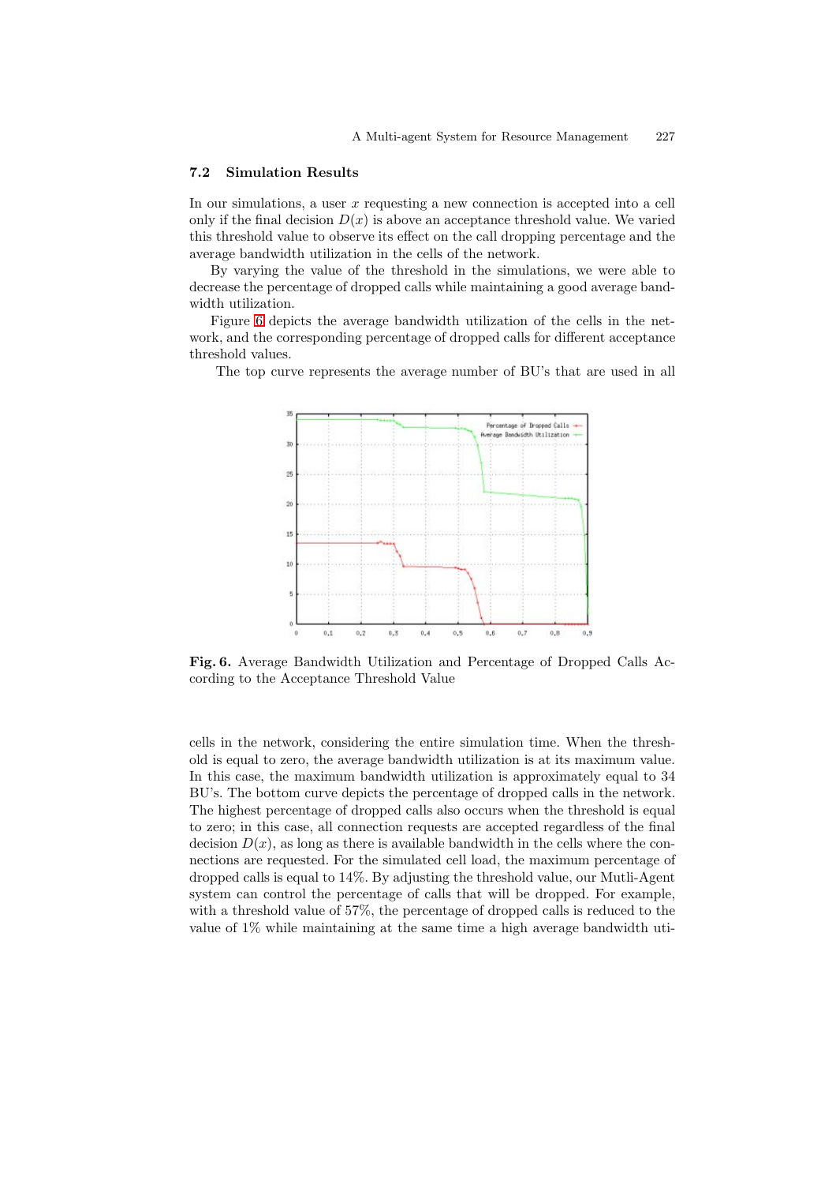### 7.2 Simulation Results

In our simulations, a user $x$ requesting a new connection is accepted into a cell only if the final decision $D(x)$ is above an acceptance threshold value. We varied this threshold value to observe its effect on the call dropping percentage and the average bandwidth utilization in the cells of the network.

By varying the value of the threshold in the simulations, we were able to decrease the percentage of dropped calls while maintaining a good average bandwidth utilization.

Figure 6 depicts the average bandwidth utilization of the cells in the network, and the corresponding percentage of dropped calls for different acceptance threshold values.

The top curve represents the average number of BU's that are used in all

**Fig. 6.** Average Bandwidth Utilization and Percentage of Dropped Calls According to the Acceptance Threshold Value

cells in the network, considering the entire simulation time. When the threshold is equal to zero, the average bandwidth utilization is at its maximum value. In this case, the maximum bandwidth utilization is approximately equal to 34 BU's. The bottom curve depicts the percentage of dropped calls in the network. The highest percentage of dropped calls also occurs when the threshold is equal to zero; in this case, all connection requests are accepted regardless of the final decision $D(x)$, as long as there is available bandwidth in the cells where the connections are requested. For the simulated cell load, the maximum percentage of dropped calls is equal to 14%. By adjusting the threshold value, our Mutli-Agent system can control the percentage of calls that will be dropped. For example, with a threshold value of 57%, the percentage of dropped calls is reduced to the value of 1% while maintaining at the same time a high average bandwidth uti-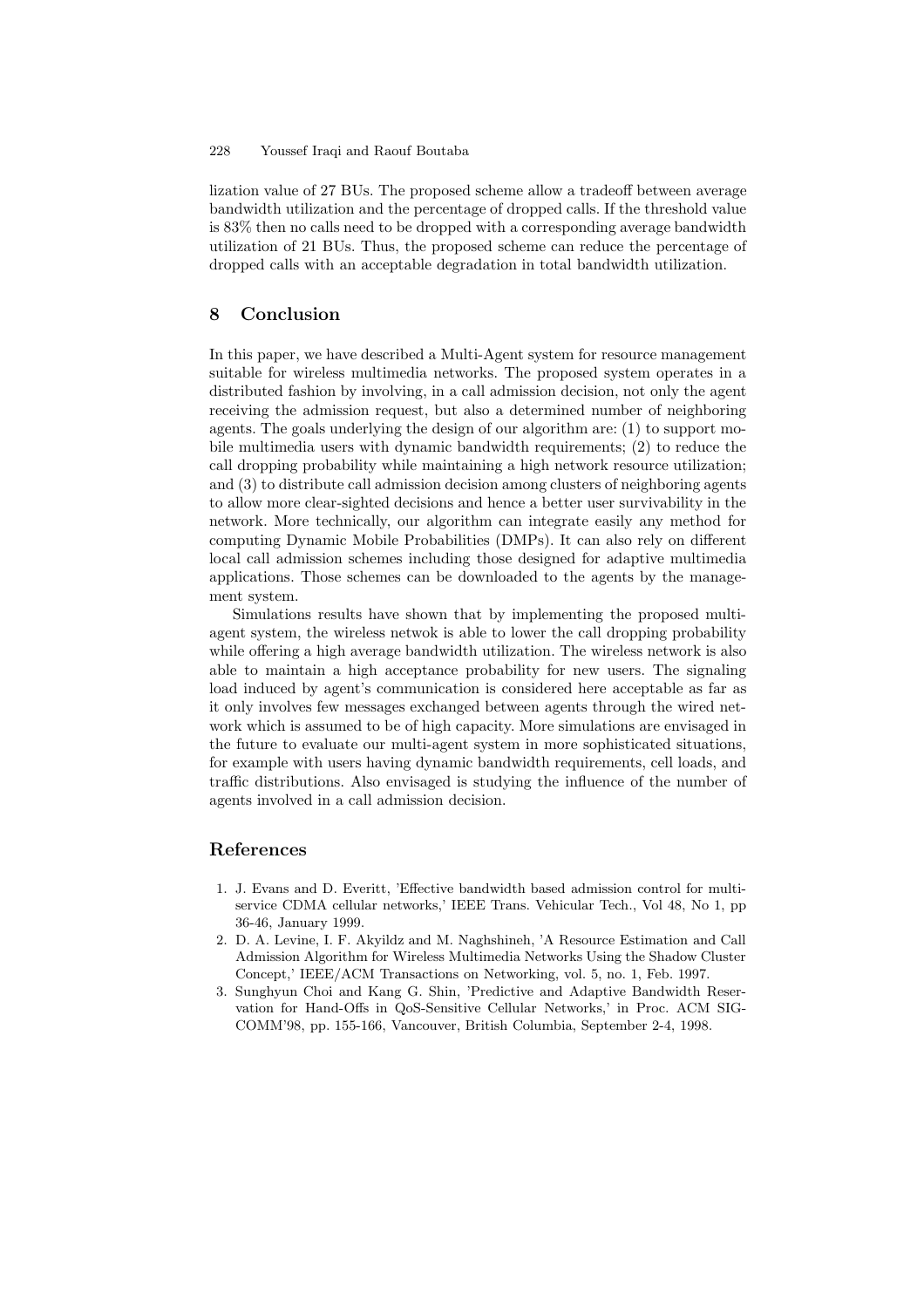lization value of 27 BUs. The proposed scheme allow a tradeoff between average bandwidth utilization and the percentage of dropped calls. If the threshold value is 83% then no calls need to be dropped with a corresponding average bandwidth utilization of 21 BUs. Thus, the proposed scheme can reduce the percentage of dropped calls with an acceptable degradation in total bandwidth utilization.

## 8 Conclusion

In this paper, we have described a Multi-Agent system for resource management suitable for wireless multimedia networks. The proposed system operates in a distributed fashion by involving, in a call admission decision, not only the agent receiving the admission request, but also a determined number of neighboring agents. The goals underlying the design of our algorithm are: (1) to support mobile multimedia users with dynamic bandwidth requirements; (2) to reduce the call dropping probability while maintaining a high network resource utilization; and (3) to distribute call admission decision among clusters of neighboring agents to allow more clear-sighted decisions and hence a better user survivability in the network. More technically, our algorithm can integrate easily any method for computing Dynamic Mobile Probabilities (DMPs). It can also rely on different local call admission schemes including those designed for adaptive multimedia applications. Those schemes can be downloaded to the agents by the management system.

Simulations results have shown that by implementing the proposed multi-agent system, the wireless netwok is able to lower the call dropping probability while offering a high average bandwidth utilization. The wireless network is also able to maintain a high acceptance probability for new users. The signaling load induced by agent's communication is considered here acceptable as far as it only involves few messages exchanged between agents through the wired network which is assumed to be of high capacity. More simulations are envisaged in the future to evaluate our multi-agent system in more sophisticated situations, for example with users having dynamic bandwidth requirements, cell loads, and traffic distributions. Also envisaged is studying the influence of the number of agents involved in a call admission decision.

## References

1. J. Evans and D. Everitt, 'Effective bandwidth based admission control for multi-service CDMA cellular networks,' IEEE Trans. Vehicular Tech., Vol 48, No 1, pp 36-46, January 1999.
2. D. A. Levine, I. F. Akyildz and M. Naghshineh, 'A Resource Estimation and Call Admission Algorithm for Wireless Multimedia Networks Using the Shadow Cluster Concept,' IEEE/ACM Transactions on Networking, vol. 5, no. 1, Feb. 1997.
3. Sunghyun Choi and Kang G. Shin, 'Predictive and Adaptive Bandwidth Reservation for Hand-Offs in QoS-Sensitive Cellular Networks,' in Proc. ACM SIGCOMM'98, pp. 155-166, Vancouver, British Columbia, September 2-4, 1998.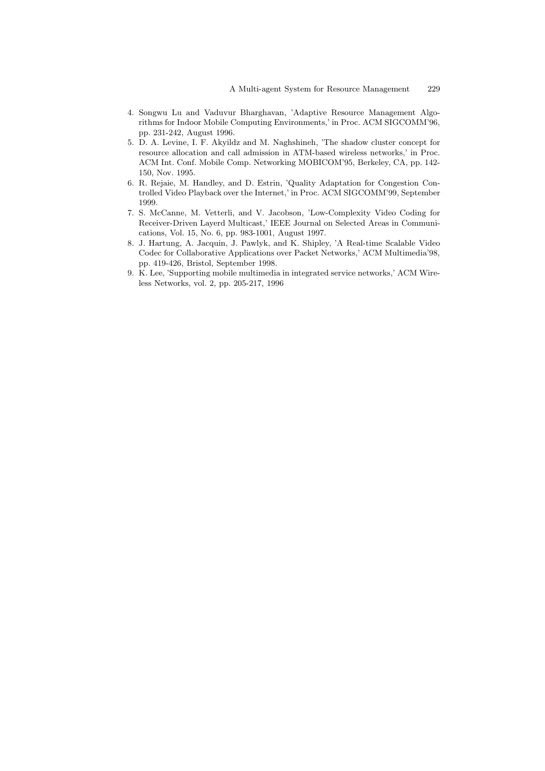4. Songwu Lu and Vaduvur Bharghavan, 'Adaptive Resource Management Algorithms for Indoor Mobile Computing Environments,' in Proc. ACM SIGCOMM'96, pp. 231-242, August 1996.
5. D. A. Levine, I. F. Akyildz and M. Naghshineh, 'The shadow cluster concept for resource allocation and call admission in ATM-based wireless networks,' in Proc. ACM Int. Conf. Mobile Comp. Networking MOBICOM'95, Berkeley, CA, pp. 142-150, Nov. 1995.
6. R. Rejaie, M. Handley, and D. Estrin, 'Quality Adaptation for Congestion Controlled Video Playback over the Internet,' in Proc. ACM SIGCOMM'99, September 1999.
7. S. McCanne, M. Vetterli, and V. Jacobson, 'Low-Complexity Video Coding for Receiver-Driven Layerd Multicast,' IEEE Journal on Selected Areas in Communications, Vol. 15, No. 6, pp. 983-1001, August 1997.
8. J. Hartung, A. Jacquin, J. Pawlyk, and K. Shipley, 'A Real-time Scalable Video Codec for Collaborative Applications over Packet Networks,' ACM Multimedia'98, pp. 419-426, Bristol, September 1998.
9. K. Lee, 'Supporting mobile multimedia in integrated service networks,' ACM Wireless Networks, vol. 2, pp. 205-217, 1996